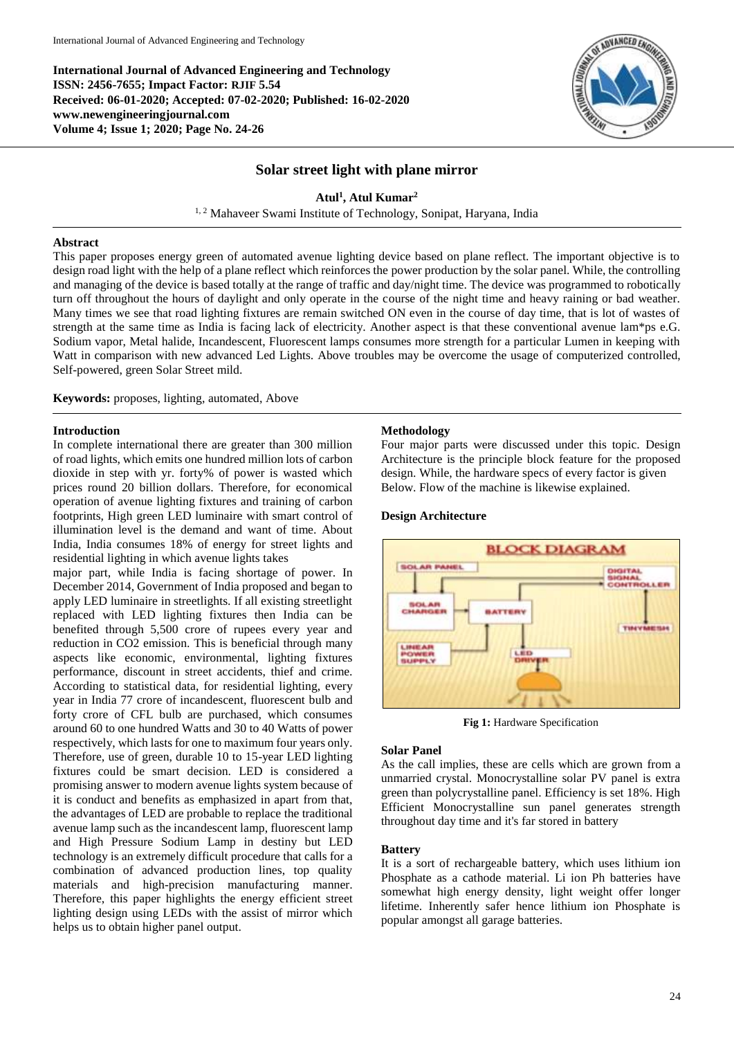**International Journal of Advanced Engineering and Technology**
**ISSN: 2456-7655; Impact Factor: RJIF 5.54**
**Received: 06-01-2020; Accepted: 07-02-2020; Published: 16-02-2020**
**www.newengineeringjournal.com**
**Volume 4; Issue 1; 2020; Page No. 24-26**

# Solar street light with plane mirror

**Atul[1], Atul Kumar[2]**

[1, 2] Mahaveer Swami Institute of Technology, Sonipat, Haryana, India

## Abstract

This paper proposes energy green of automated avenue lighting device based on plane reflect. The important objective is to design road light with the help of a plane reflect which reinforces the power production by the solar panel. While, the controlling and managing of the device is based totally at the range of traffic and day/night time. The device was programmed to robotically turn off throughout the hours of daylight and only operate in the course of the night time and heavy raining or bad weather. Many times we see that road lighting fixtures are remain switched ON even in the course of day time, that is lot of wastes of strength at the same time as India is facing lack of electricity. Another aspect is that these conventional avenue lam*ps e.G. Sodium vapor, Metal halide, Incandescent, Fluorescent lamps consumes more strength for a particular Lumen in keeping with Watt in comparison with new advanced Led Lights. Above troubles may be overcome the usage of computerized controlled, Self-powered, green Solar Street mild.

**Keywords:** proposes, lighting, automated, Above

## Introduction

In complete international there are greater than 300 million of road lights, which emits one hundred million lots of carbon dioxide in step with yr. forty% of power is wasted which prices round 20 billion dollars. Therefore, for economical operation of avenue lighting fixtures and training of carbon footprints, High green LED luminaire with smart control of illumination level is the demand and want of time. About India, India consumes 18% of energy for street lights and residential lighting in which avenue lights takes major part, while India is facing shortage of power. In December 2014, Government of India proposed and began to apply LED luminaire in streetlights. If all existing streetlight replaced with LED lighting fixtures then India can be benefited through 5,500 crore of rupees every year and reduction in CO2 emission. This is beneficial through many aspects like economic, environmental, lighting fixtures performance, discount in street accidents, thief and crime. According to statistical data, for residential lighting, every year in India 77 crore of incandescent, fluorescent bulb and forty crore of CFL bulb are purchased, which consumes around 60 to one hundred Watts and 30 to 40 Watts of power respectively, which lasts for one to maximum four years only. Therefore, use of green, durable 10 to 15-year LED lighting fixtures could be smart decision. LED is considered a promising answer to modern avenue lights system because of it is conduct and benefits as emphasized in apart from that, the advantages of LED are probable to replace the traditional avenue lamp such as the incandescent lamp, fluorescent lamp and High Pressure Sodium Lamp in destiny but LED technology is an extremely difficult procedure that calls for a combination of advanced production lines, top quality materials and high-precision manufacturing manner. Therefore, this paper highlights the energy efficient street lighting design using LEDs with the assist of mirror which helps us to obtain higher panel output.

## Methodology

Four major parts were discussed under this topic. Design Architecture is the principle block feature for the proposed design. While, the hardware specs of every factor is given Below. Flow of the machine is likewise explained.

### Design Architecture

Fig 1: Hardware Specification

### Solar Panel

As the call implies, these are cells which are grown from a unmarried crystal. Monocrystalline solar PV panel is extra green than polycrystalline panel. Efficiency is set 18%. High Efficient Monocrystalline sun panel generates strength throughout day time and it's far stored in battery

### Battery

It is a sort of rechargeable battery, which uses lithium ion Phosphate as a cathode material. Li ion Ph batteries have somewhat high energy density, light weight offer longer lifetime. Inherently safer hence lithium ion Phosphate is popular amongst all garage batteries.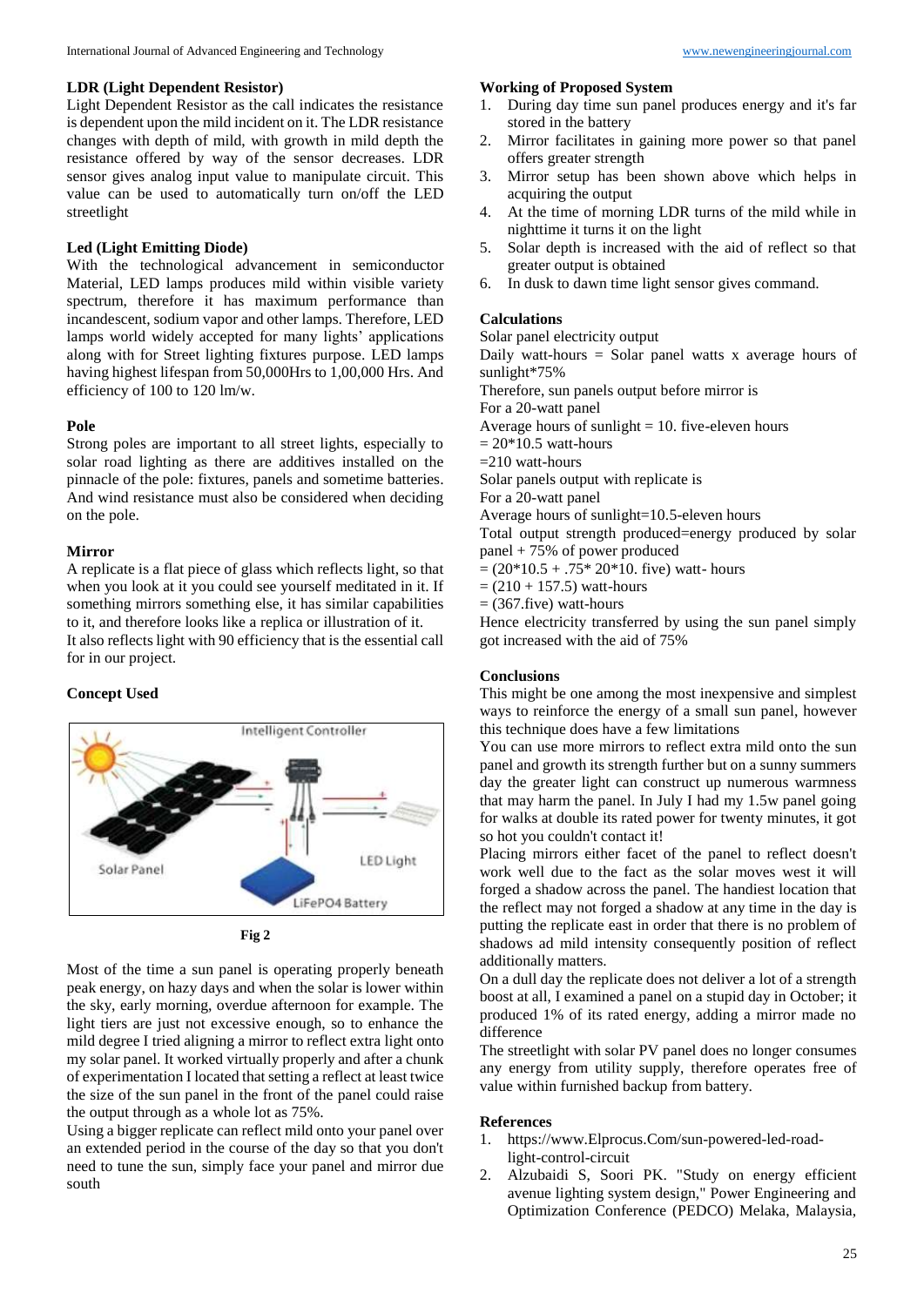### LDR (Light Dependent Resistor)

Light Dependent Resistor as the call indicates the resistance is dependent upon the mild incident on it. The LDR resistance changes with depth of mild, with growth in mild depth the resistance offered by way of the sensor decreases. LDR sensor gives analog input value to manipulate circuit. This value can be used to automatically turn on/off the LED streetlight

### Led (Light Emitting Diode)

With the technological advancement in semiconductor Material, LED lamps produces mild within visible variety spectrum, therefore it has maximum performance than incandescent, sodium vapor and other lamps. Therefore, LED lamps world widely accepted for many lights' applications along with for Street lighting fixtures purpose. LED lamps having highest lifespan from 50,000Hrs to 1,00,000 Hrs. And efficiency of 100 to 120 lm/w.

### Pole

Strong poles are important to all street lights, especially to solar road lighting as there are additives installed on the pinnacle of the pole: fixtures, panels and sometime batteries. And wind resistance must also be considered when deciding on the pole.

### Mirror

A replicate is a flat piece of glass which reflects light, so that when you look at it you could see yourself meditated in it. If something mirrors something else, it has similar capabilities to it, and therefore looks like a replica or illustration of it.

It also reflects light with 90 efficiency that is the essential call for in our project.

### Concept Used

Fig 2

Most of the time a sun panel is operating properly beneath peak energy, on hazy days and when the solar is lower within the sky, early morning, overdue afternoon for example. The light tiers are just not excessive enough, so to enhance the mild degree I tried aligning a mirror to reflect extra light onto my solar panel. It worked virtually properly and after a chunk of experimentation I located that setting a reflect at least twice the size of the sun panel in the front of the panel could raise the output through as a whole lot as 75%.

Using a bigger replicate can reflect mild onto your panel over an extended period in the course of the day so that you don't need to tune the sun, simply face your panel and mirror due south

### Working of Proposed System

1. During day time sun panel produces energy and it's far stored in the battery
2. Mirror facilitates in gaining more power so that panel offers greater strength
3. Mirror setup has been shown above which helps in acquiring the output
4. At the time of morning LDR turns of the mild while in nighttime it turns it on the light
5. Solar depth is increased with the aid of reflect so that greater output is obtained
6. In dusk to dawn time light sensor gives command.

### Calculations

Solar panel electricity output

Daily watt-hours = Solar panel watts x average hours of sunlight*75%

Therefore, sun panels output before mirror is

For a 20-watt panel

Average hours of sunlight = 10. five-eleven hours

= 20*10.5 watt-hours

=210 watt-hours

Solar panels output with replicate is

For a 20-watt panel

Average hours of sunlight=10.5-eleven hours

Total output strength produced=energy produced by solar panel + 75% of power produced

= (20*10.5 + .75* 20*10. five) watt- hours

= (210 + 157.5) watt-hours

= (367.five) watt-hours

Hence electricity transferred by using the sun panel simply got increased with the aid of 75%

### Conclusions

This might be one among the most inexpensive and simplest ways to reinforce the energy of a small sun panel, however this technique does have a few limitations

You can use more mirrors to reflect extra mild onto the sun panel and growth its strength further but on a sunny summers day the greater light can construct up numerous warmness that may harm the panel. In July I had my 1.5w panel going for walks at double its rated power for twenty minutes, it got so hot you couldn't contact it!

Placing mirrors either facet of the panel to reflect doesn't work well due to the fact as the solar moves west it will forged a shadow across the panel. The handiest location that the reflect may not forged a shadow at any time in the day is putting the replicate east in order that there is no problem of shadows ad mild intensity consequently position of reflect additionally matters.

On a dull day the replicate does not deliver a lot of a strength boost at all, I examined a panel on a stupid day in October; it produced 1% of its rated energy, adding a mirror made no difference

The streetlight with solar PV panel does no longer consumes any energy from utility supply, therefore operates free of value within furnished backup from battery.

### References

1. https://www.Elprocus.Com/sun-powered-led-road-light-control-circuit
2. Alzubaidi S, Soori PK. "Study on energy efficient avenue lighting system design," Power Engineering and Optimization Conference (PEDCO) Melaka, Malaysia,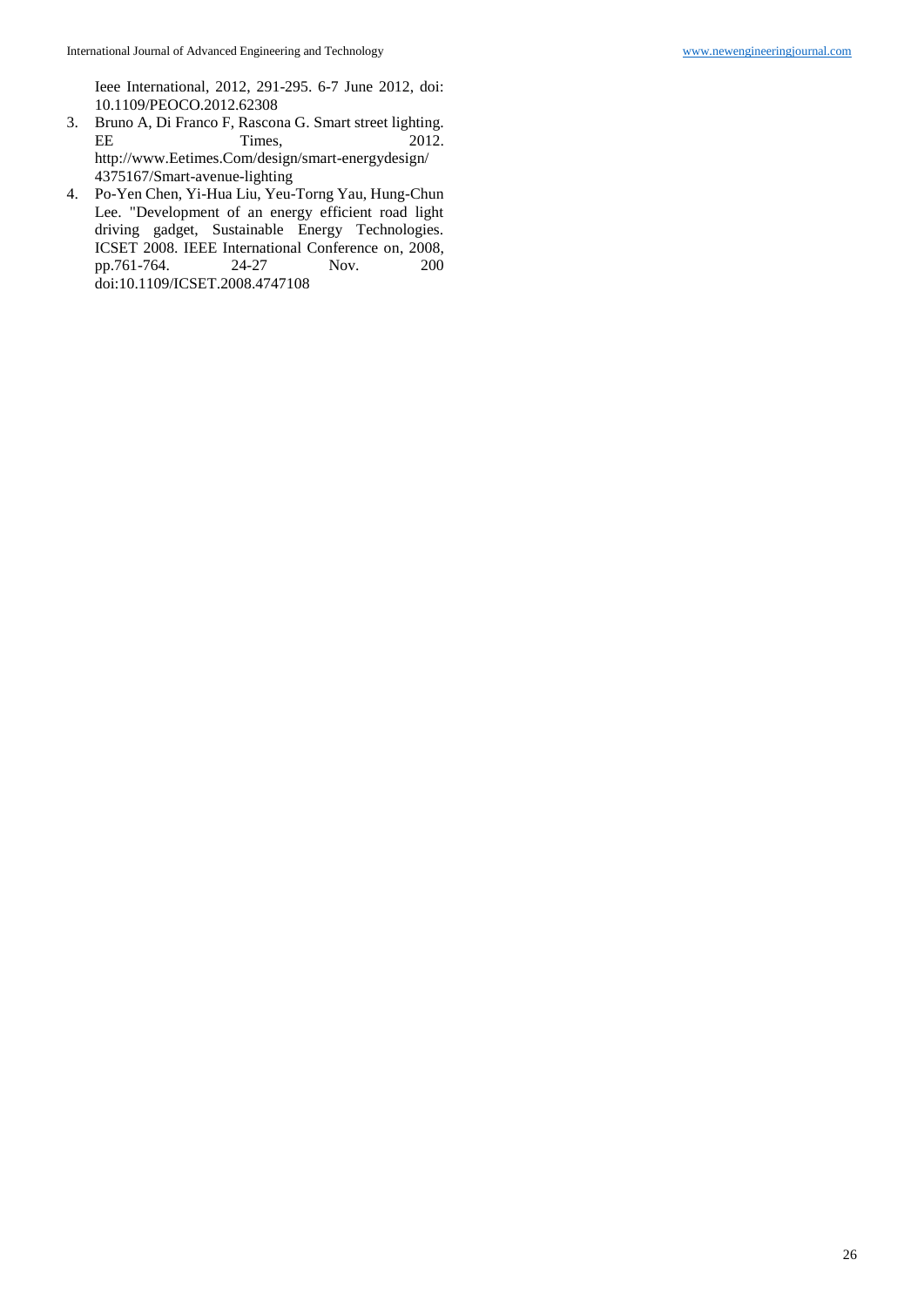Ieee International, 2012, 291-295. 6-7 June 2012, doi: 10.1109/PEOCO.2012.62308

3. Bruno A, Di Franco F, Rascona G. Smart street lighting. EE Times, 2012. http://www.Eetimes.Com/design/smart-energydesign/ 4375167/Smart-avenue-lighting
4. Po-Yen Chen, Yi-Hua Liu, Yeu-Torng Yau, Hung-Chun Lee. "Development of an energy efficient road light driving gadget, Sustainable Energy Technologies. ICSET 2008. IEEE International Conference on, 2008, pp.761-764. 24-27 Nov. 200 doi:10.1109/ICSET.2008.4747108